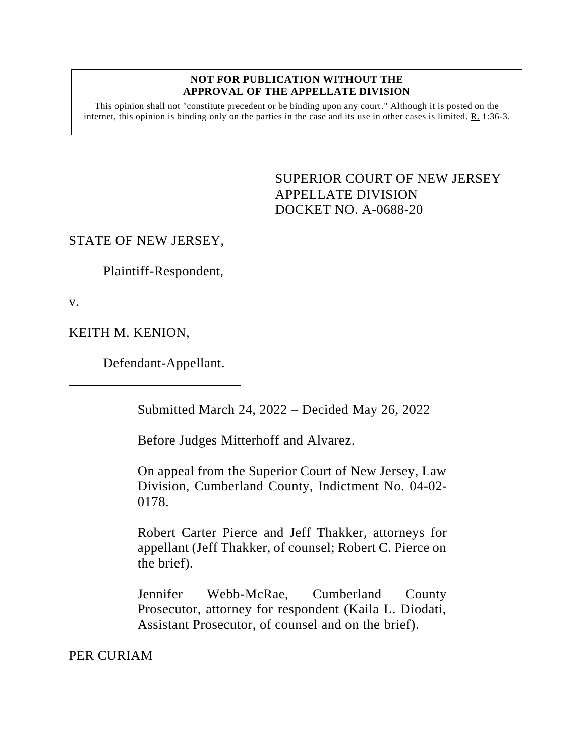**NOT FOR PUBLICATION WITHOUT THE APPROVAL OF THE APPELLATE DIVISION**

This opinion shall not "constitute precedent or be binding upon any court." Although it is posted on the internet, this opinion is binding only on the parties in the case and its use in other cases is limited. R. 1:36-3.

SUPERIOR COURT OF NEW JERSEY
APPELLATE DIVISION
DOCKET NO. A-0688-20

STATE OF NEW JERSEY,

Plaintiff-Respondent,

v.

KEITH M. KENION,

Defendant-Appellant.

---

Submitted March 24, 2022 – Decided May 26, 2022

Before Judges Mitterhoff and Alvarez.

On appeal from the Superior Court of New Jersey, Law Division, Cumberland County, Indictment No. 04-02-0178.

Robert Carter Pierce and Jeff Thakker, attorneys for appellant (Jeff Thakker, of counsel; Robert C. Pierce on the brief).

Jennifer Webb-McRae, Cumberland County Prosecutor, attorney for respondent (Kaila L. Diodati, Assistant Prosecutor, of counsel and on the brief).

PER CURIAM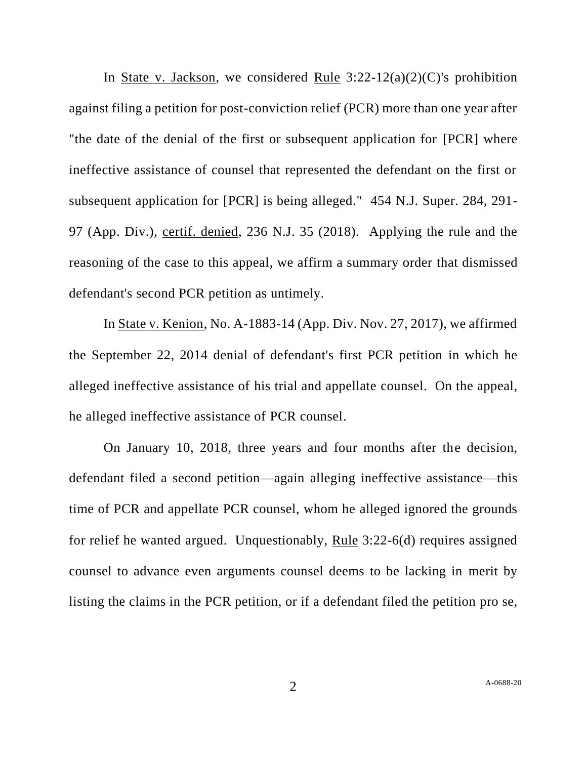In State v. Jackson, we considered Rule 3:22-12(a)(2)(C)'s prohibition against filing a petition for post-conviction relief (PCR) more than one year after "the date of the denial of the first or subsequent application for [PCR] where ineffective assistance of counsel that represented the defendant on the first or subsequent application for [PCR] is being alleged." 454 N.J. Super. 284, 291-97 (App. Div.), certif. denied, 236 N.J. 35 (2018). Applying the rule and the reasoning of the case to this appeal, we affirm a summary order that dismissed defendant's second PCR petition as untimely.

In State v. Kenion, No. A-1883-14 (App. Div. Nov. 27, 2017), we affirmed the September 22, 2014 denial of defendant's first PCR petition in which he alleged ineffective assistance of his trial and appellate counsel. On the appeal, he alleged ineffective assistance of PCR counsel.

On January 10, 2018, three years and four months after the decision, defendant filed a second petition—again alleging ineffective assistance—this time of PCR and appellate PCR counsel, whom he alleged ignored the grounds for relief he wanted argued. Unquestionably, Rule 3:22-6(d) requires assigned counsel to advance even arguments counsel deems to be lacking in merit by listing the claims in the PCR petition, or if a defendant filed the petition pro se,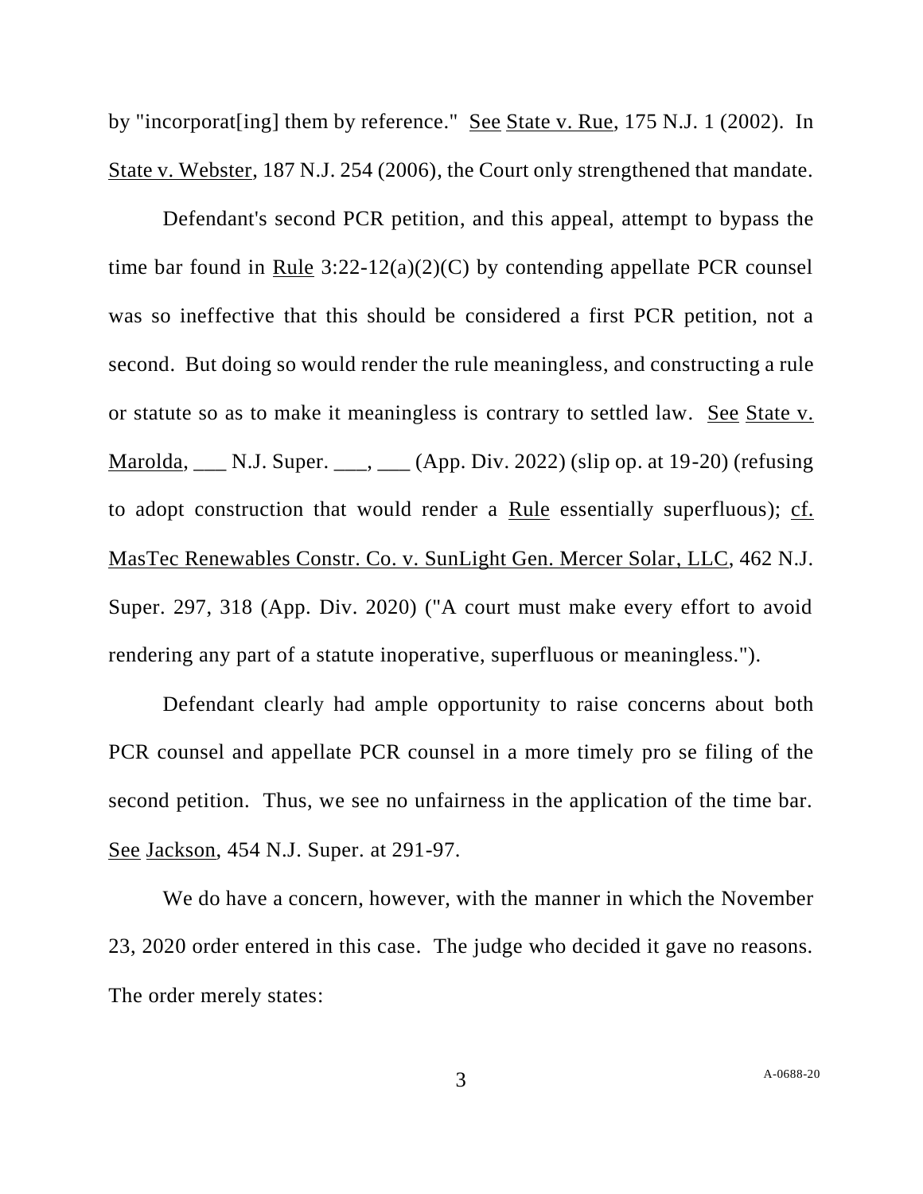by "incorporat[ing] them by reference." See State v. Rue, 175 N.J. 1 (2002). In State v. Webster, 187 N.J. 254 (2006), the Court only strengthened that mandate.

Defendant's second PCR petition, and this appeal, attempt to bypass the time bar found in Rule 3:22-12(a)(2)(C) by contending appellate PCR counsel was so ineffective that this should be considered a first PCR petition, not a second. But doing so would render the rule meaningless, and constructing a rule or statute so as to make it meaningless is contrary to settled law. See State v. Marolda, ___ N.J. Super. ___, ___ (App. Div. 2022) (slip op. at 19-20) (refusing to adopt construction that would render a Rule essentially superfluous); cf. MasTec Renewables Constr. Co. v. SunLight Gen. Mercer Solar, LLC, 462 N.J. Super. 297, 318 (App. Div. 2020) ("A court must make every effort to avoid rendering any part of a statute inoperative, superfluous or meaningless.").

Defendant clearly had ample opportunity to raise concerns about both PCR counsel and appellate PCR counsel in a more timely pro se filing of the second petition. Thus, we see no unfairness in the application of the time bar. See Jackson, 454 N.J. Super. at 291-97.

We do have a concern, however, with the manner in which the November 23, 2020 order entered in this case. The judge who decided it gave no reasons. The order merely states: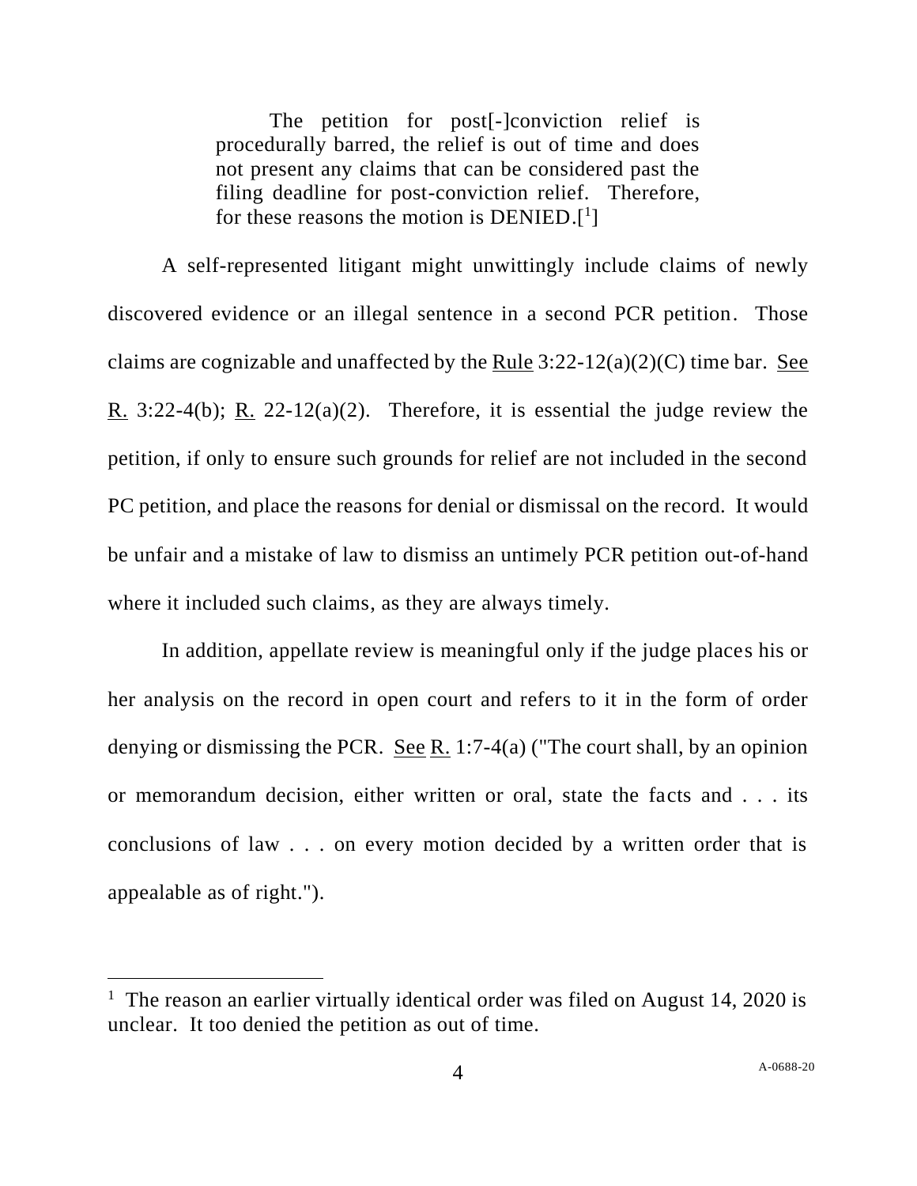> The petition for post[-]conviction relief is procedurally barred, the relief is out of time and does not present any claims that can be considered past the filing deadline for post-conviction relief. Therefore, for these reasons the motion is DENIED.[1]

A self-represented litigant might unwittingly include claims of newly discovered evidence or an illegal sentence in a second PCR petition. Those claims are cognizable and unaffected by the Rule 3:22-12(a)(2)(C) time bar. See R. 3:22-4(b); R. 22-12(a)(2). Therefore, it is essential the judge review the petition, if only to ensure such grounds for relief are not included in the second PC petition, and place the reasons for denial or dismissal on the record. It would be unfair and a mistake of law to dismiss an untimely PCR petition out-of-hand where it included such claims, as they are always timely.

In addition, appellate review is meaningful only if the judge places his or her analysis on the record in open court and refers to it in the form of order denying or dismissing the PCR. See R. 1:7-4(a) ("The court shall, by an opinion or memorandum decision, either written or oral, state the facts and . . . its conclusions of law . . . on every motion decided by a written order that is appealable as of right.").

---

[1] The reason an earlier virtually identical order was filed on August 14, 2020 is unclear. It too denied the petition as out of time.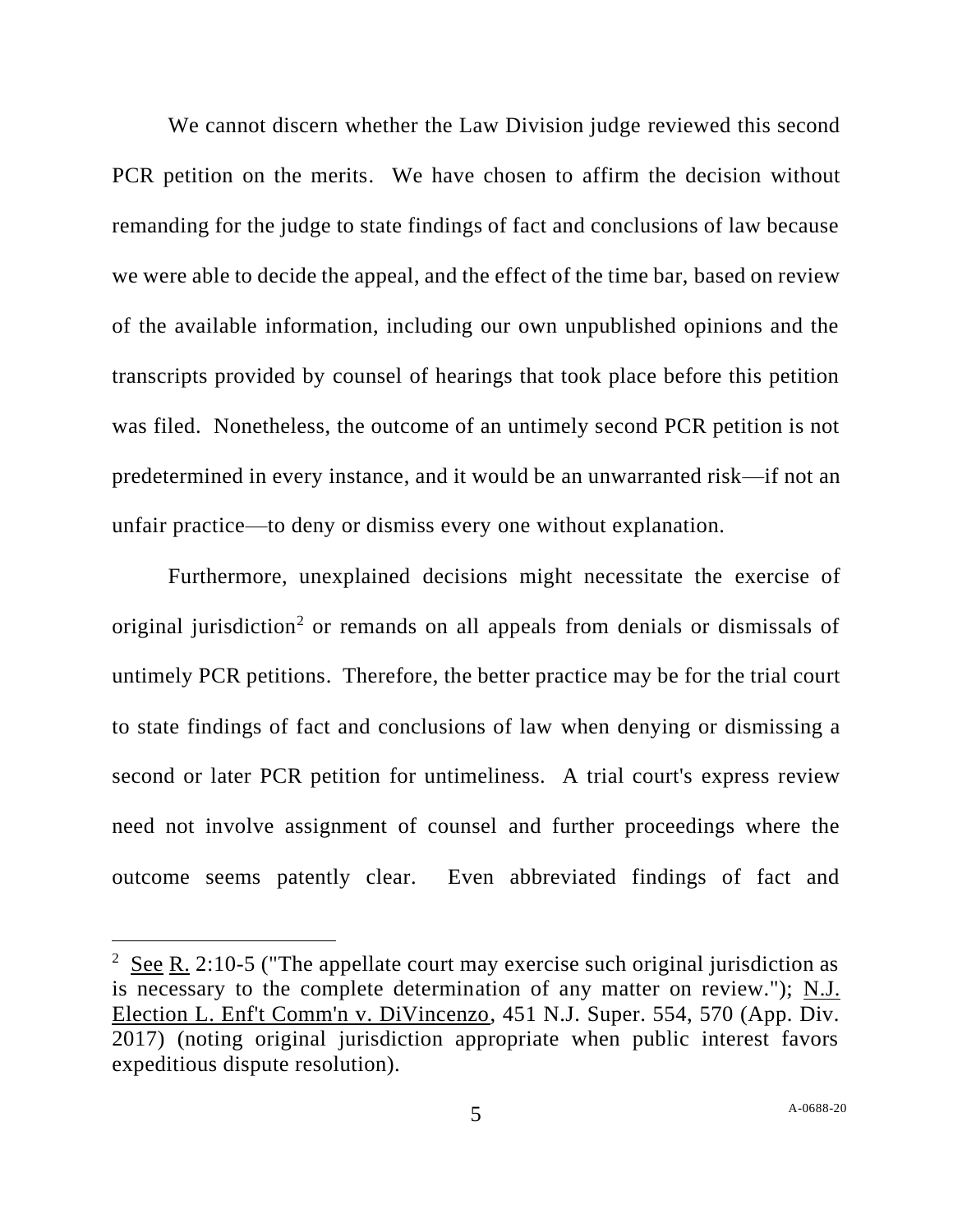We cannot discern whether the Law Division judge reviewed this second PCR petition on the merits. We have chosen to affirm the decision without remanding for the judge to state findings of fact and conclusions of law because we were able to decide the appeal, and the effect of the time bar, based on review of the available information, including our own unpublished opinions and the transcripts provided by counsel of hearings that took place before this petition was filed. Nonetheless, the outcome of an untimely second PCR petition is not predetermined in every instance, and it would be an unwarranted risk—if not an unfair practice—to deny or dismiss every one without explanation.

Furthermore, unexplained decisions might necessitate the exercise of original jurisdiction[2] or remands on all appeals from denials or dismissals of untimely PCR petitions. Therefore, the better practice may be for the trial court to state findings of fact and conclusions of law when denying or dismissing a second or later PCR petition for untimeliness. A trial court's express review need not involve assignment of counsel and further proceedings where the outcome seems patently clear. Even abbreviated findings of fact and

---

[2] See R. 2:10-5 ("The appellate court may exercise such original jurisdiction as is necessary to the complete determination of any matter on review."); N.J. Election L. Enf't Comm'n v. DiVincenzo, 451 N.J. Super. 554, 570 (App. Div. 2017) (noting original jurisdiction appropriate when public interest favors expeditious dispute resolution).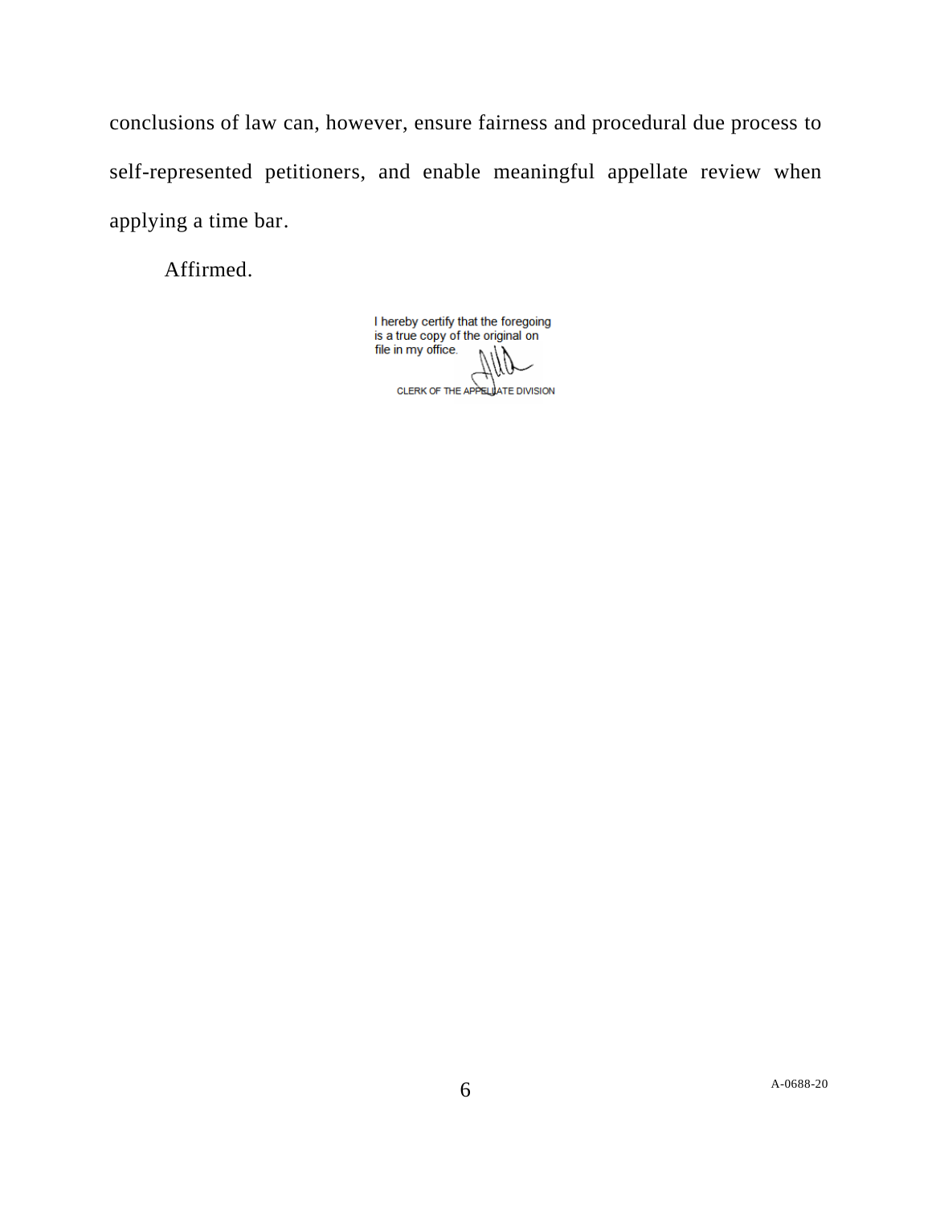conclusions of law can, however, ensure fairness and procedural due process to self-represented petitioners, and enable meaningful appellate review when applying a time bar.

Affirmed.

I hereby certify that the foregoing is a true copy of the original on file in my office.

CLERK OF THE APPELLATE DIVISION